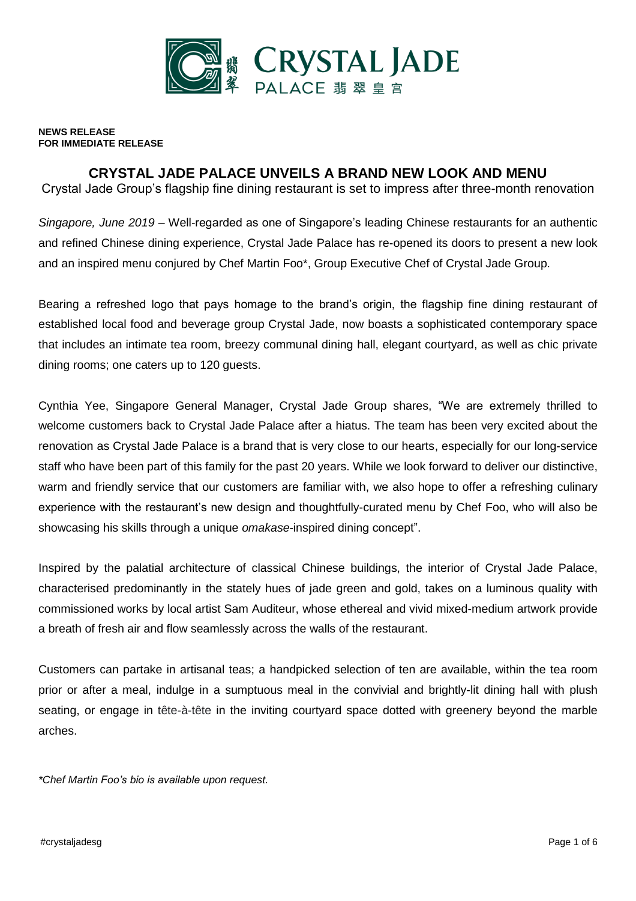**NEWS RELEASE**
**FOR IMMEDIATE RELEASE**

# CRYSTAL JADE PALACE UNVEILS A BRAND NEW LOOK AND MENU

Crystal Jade Group's flagship fine dining restaurant is set to impress after three-month renovation

*Singapore, June 2019* – Well-regarded as one of Singapore's leading Chinese restaurants for an authentic and refined Chinese dining experience, Crystal Jade Palace has re-opened its doors to present a new look and an inspired menu conjured by Chef Martin Foo*, Group Executive Chef of Crystal Jade Group.

Bearing a refreshed logo that pays homage to the brand's origin, the flagship fine dining restaurant of established local food and beverage group Crystal Jade, now boasts a sophisticated contemporary space that includes an intimate tea room, breezy communal dining hall, elegant courtyard, as well as chic private dining rooms; one caters up to 120 guests.

Cynthia Yee, Singapore General Manager, Crystal Jade Group shares, "We are extremely thrilled to welcome customers back to Crystal Jade Palace after a hiatus. The team has been very excited about the renovation as Crystal Jade Palace is a brand that is very close to our hearts, especially for our long-service staff who have been part of this family for the past 20 years. While we look forward to deliver our distinctive, warm and friendly service that our customers are familiar with, we also hope to offer a refreshing culinary experience with the restaurant's new design and thoughtfully-curated menu by Chef Foo, who will also be showcasing his skills through a unique *omakase*-inspired dining concept".

Inspired by the palatial architecture of classical Chinese buildings, the interior of Crystal Jade Palace, characterised predominantly in the stately hues of jade green and gold, takes on a luminous quality with commissioned works by local artist Sam Auditeur, whose ethereal and vivid mixed-medium artwork provide a breath of fresh air and flow seamlessly across the walls of the restaurant.

Customers can partake in artisanal teas; a handpicked selection of ten are available, within the tea room prior or after a meal, indulge in a sumptuous meal in the convivial and brightly-lit dining hall with plush seating, or engage in tête-à-tête in the inviting courtyard space dotted with greenery beyond the marble arches.

*\*Chef Martin Foo's bio is available upon request.*

#crystaljadesg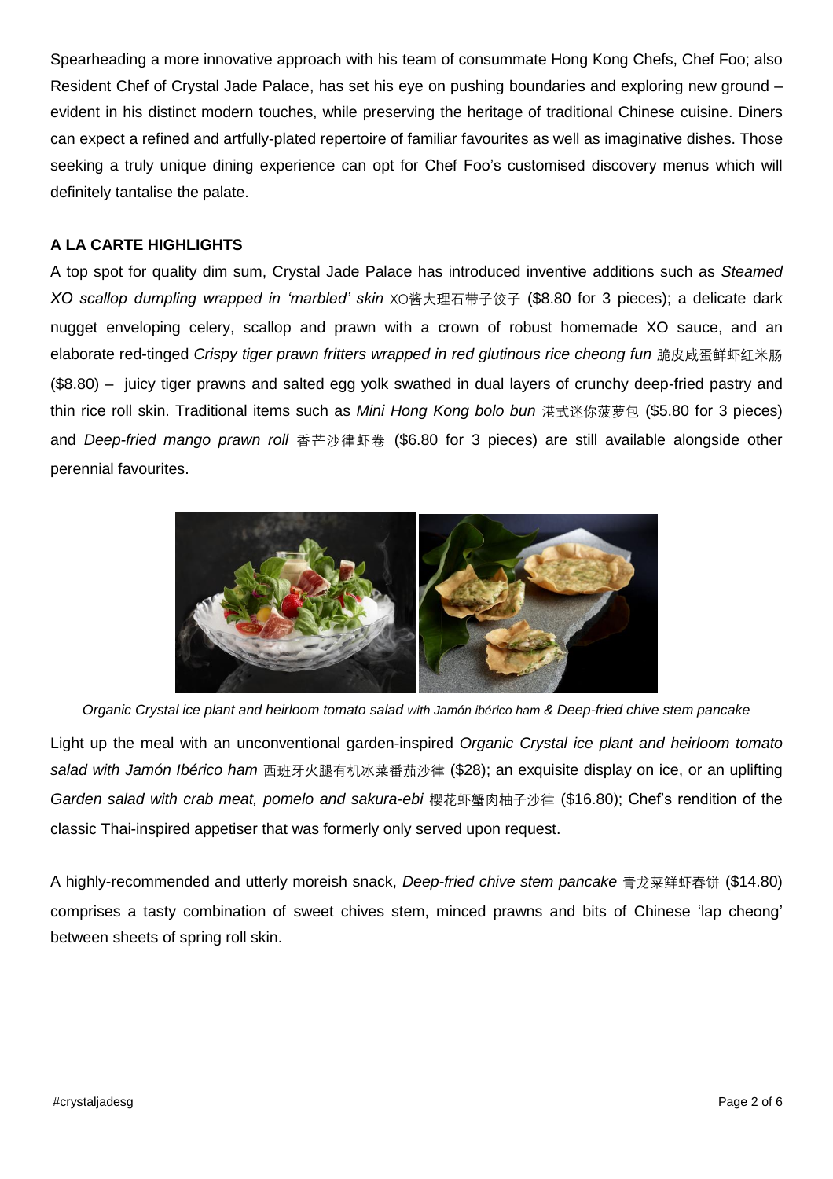Spearheading a more innovative approach with his team of consummate Hong Kong Chefs, Chef Foo; also Resident Chef of Crystal Jade Palace, has set his eye on pushing boundaries and exploring new ground – evident in his distinct modern touches, while preserving the heritage of traditional Chinese cuisine. Diners can expect a refined and artfully-plated repertoire of familiar favourites as well as imaginative dishes. Those seeking a truly unique dining experience can opt for Chef Foo's customised discovery menus which will definitely tantalise the palate.

**A LA CARTE HIGHLIGHTS**

A top spot for quality dim sum, Crystal Jade Palace has introduced inventive additions such as *Steamed XO scallop dumpling wrapped in 'marbled' skin* XO酱大理石带子饺子 ($8.80 for 3 pieces); a delicate dark nugget enveloping celery, scallop and prawn with a crown of robust homemade XO sauce, and an elaborate red-tinged *Crispy tiger prawn fritters wrapped in red glutinous rice cheong fun* 脆皮咸蛋鲜虾红米肠 ($8.80) – juicy tiger prawns and salted egg yolk swathed in dual layers of crunchy deep-fried pastry and thin rice roll skin. Traditional items such as *Mini Hong Kong bolo bun* 港式迷你菠萝包 ($5.80 for 3 pieces) and *Deep-fried mango prawn roll* 香芒沙律虾卷 ($6.80 for 3 pieces) are still available alongside other perennial favourites.

*Organic Crystal ice plant and heirloom tomato salad with Jamón ibérico ham & Deep-fried chive stem pancake*

Light up the meal with an unconventional garden-inspired *Organic Crystal ice plant and heirloom tomato salad with Jamón Ibérico ham* 西班牙火腿有机冰菜番茄沙律 ($28); an exquisite display on ice, or an uplifting *Garden salad with crab meat, pomelo and sakura-ebi* 樱花虾蟹肉柚子沙律 ($16.80); Chef's rendition of the classic Thai-inspired appetiser that was formerly only served upon request.

A highly-recommended and utterly moreish snack, *Deep-fried chive stem pancake* 青龙菜鲜虾春饼 ($14.80) comprises a tasty combination of sweet chives stem, minced prawns and bits of Chinese 'lap cheong' between sheets of spring roll skin.

#crystaljadesg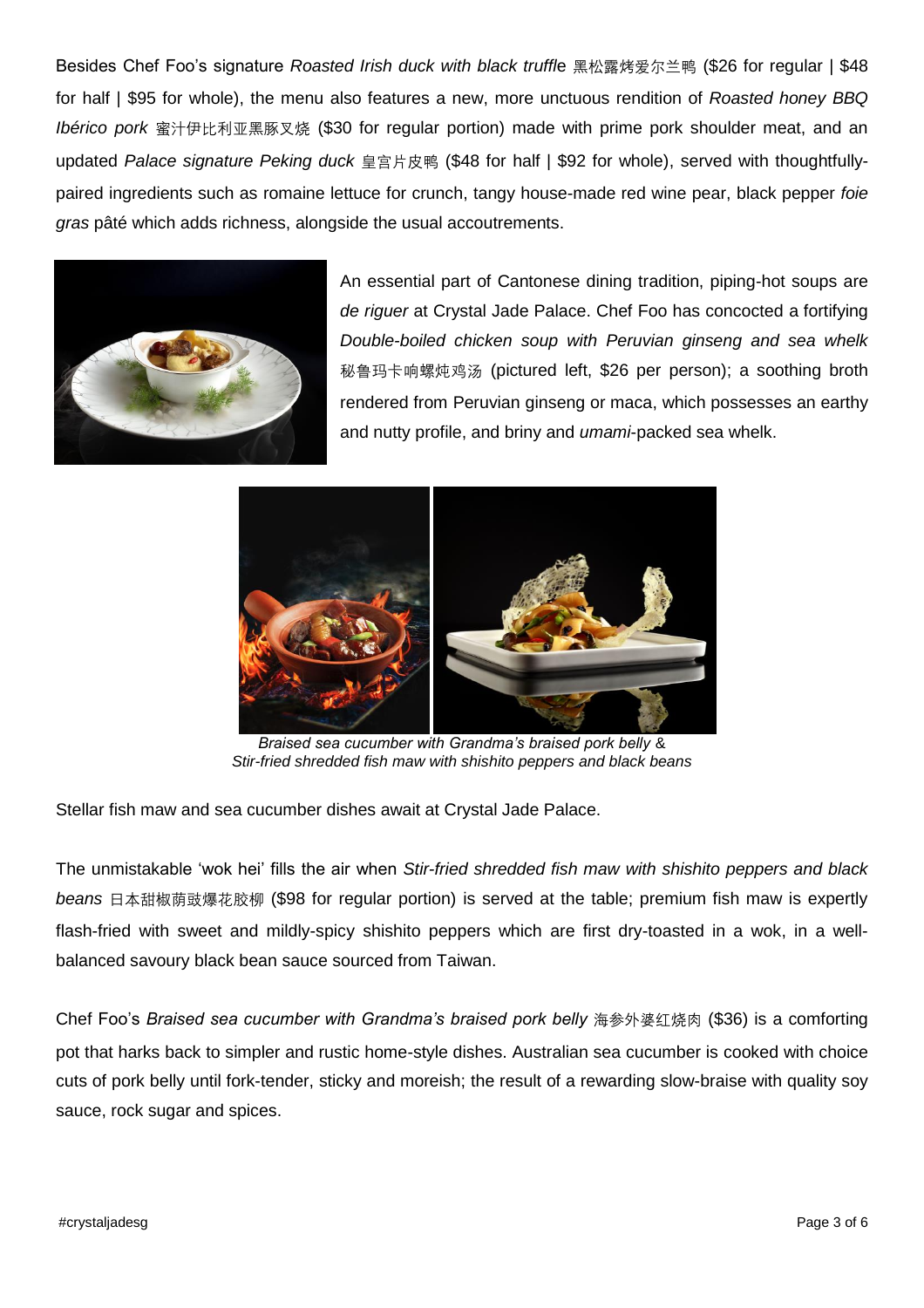Besides Chef Foo's signature *Roasted Irish duck with black truffle* 黑松露烤爱尔兰鸭 ($26 for regular | $48 for half | $95 for whole), the menu also features a new, more unctuous rendition of *Roasted honey BBQ Ibérico pork* 蜜汁伊比利亚黑豚叉烧 ($30 for regular portion) made with prime pork shoulder meat, and an updated *Palace signature Peking duck* 皇宫片皮鸭 ($48 for half | $92 for whole), served with thoughtfully-paired ingredients such as romaine lettuce for crunch, tangy house-made red wine pear, black pepper *foie gras* pâté which adds richness, alongside the usual accoutrements.

An essential part of Cantonese dining tradition, piping-hot soups are *de riguer* at Crystal Jade Palace. Chef Foo has concocted a fortifying *Double-boiled chicken soup with Peruvian ginseng and sea whelk* 秘鲁玛卡响螺炖鸡汤 (pictured left, $26 per person); a soothing broth rendered from Peruvian ginseng or maca, which possesses an earthy and nutty profile, and briny and *umami*-packed sea whelk.

*Braised sea cucumber with Grandma's braised pork belly &*
*Stir-fried shredded fish maw with shishito peppers and black beans*

Stellar fish maw and sea cucumber dishes await at Crystal Jade Palace.

The unmistakable 'wok hei' fills the air when *Stir-fried shredded fish maw with shishito peppers and black beans* 日本甜椒荫豉爆花胶柳 ($98 for regular portion) is served at the table; premium fish maw is expertly flash-fried with sweet and mildly-spicy shishito peppers which are first dry-toasted in a wok, in a well-balanced savoury black bean sauce sourced from Taiwan.

Chef Foo's *Braised sea cucumber with Grandma's braised pork belly* 海参外婆红烧肉 ($36) is a comforting pot that harks back to simpler and rustic home-style dishes. Australian sea cucumber is cooked with choice cuts of pork belly until fork-tender, sticky and moreish; the result of a rewarding slow-braise with quality soy sauce, rock sugar and spices.

#crystaljadesg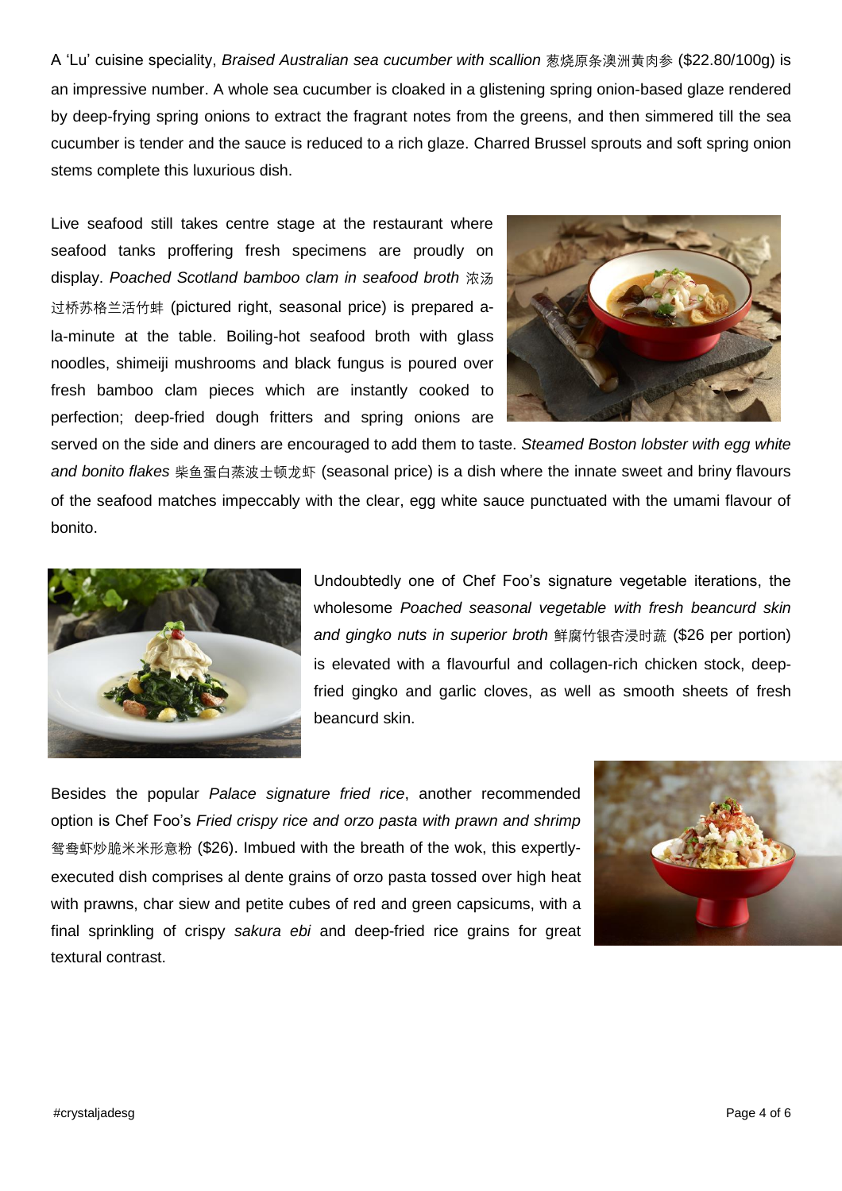A 'Lu' cuisine speciality, *Braised Australian sea cucumber with scallion* 葱烧原条澳洲黄肉参 ($22.80/100g) is an impressive number. A whole sea cucumber is cloaked in a glistening spring onion-based glaze rendered by deep-frying spring onions to extract the fragrant notes from the greens, and then simmered till the sea cucumber is tender and the sauce is reduced to a rich glaze. Charred Brussel sprouts and soft spring onion stems complete this luxurious dish.

Live seafood still takes centre stage at the restaurant where seafood tanks proffering fresh specimens are proudly on display. *Poached Scotland bamboo clam in seafood broth* 浓汤过桥苏格兰活竹蚌 (pictured right, seasonal price) is prepared a-la-minute at the table. Boiling-hot seafood broth with glass noodles, shimeiji mushrooms and black fungus is poured over fresh bamboo clam pieces which are instantly cooked to perfection; deep-fried dough fritters and spring onions are served on the side and diners are encouraged to add them to taste. *Steamed Boston lobster with egg white and bonito flakes* 柴鱼蛋白蒸波士顿龙虾 (seasonal price) is a dish where the innate sweet and briny flavours of the seafood matches impeccably with the clear, egg white sauce punctuated with the umami flavour of bonito.

Undoubtedly one of Chef Foo's signature vegetable iterations, the wholesome *Poached seasonal vegetable with fresh beancurd skin and gingko nuts in superior broth* 鲜腐竹银杏浸时蔬 ($26 per portion) is elevated with a flavourful and collagen-rich chicken stock, deep-fried gingko and garlic cloves, as well as smooth sheets of fresh beancurd skin.

Besides the popular *Palace signature fried rice*, another recommended option is Chef Foo's *Fried crispy rice and orzo pasta with prawn and shrimp* 鸳鸯虾炒脆米米形意粉 ($26). Imbued with the breath of the wok, this expertly-executed dish comprises al dente grains of orzo pasta tossed over high heat with prawns, char siew and petite cubes of red and green capsicums, with a final sprinkling of crispy *sakura ebi* and deep-fried rice grains for great textural contrast.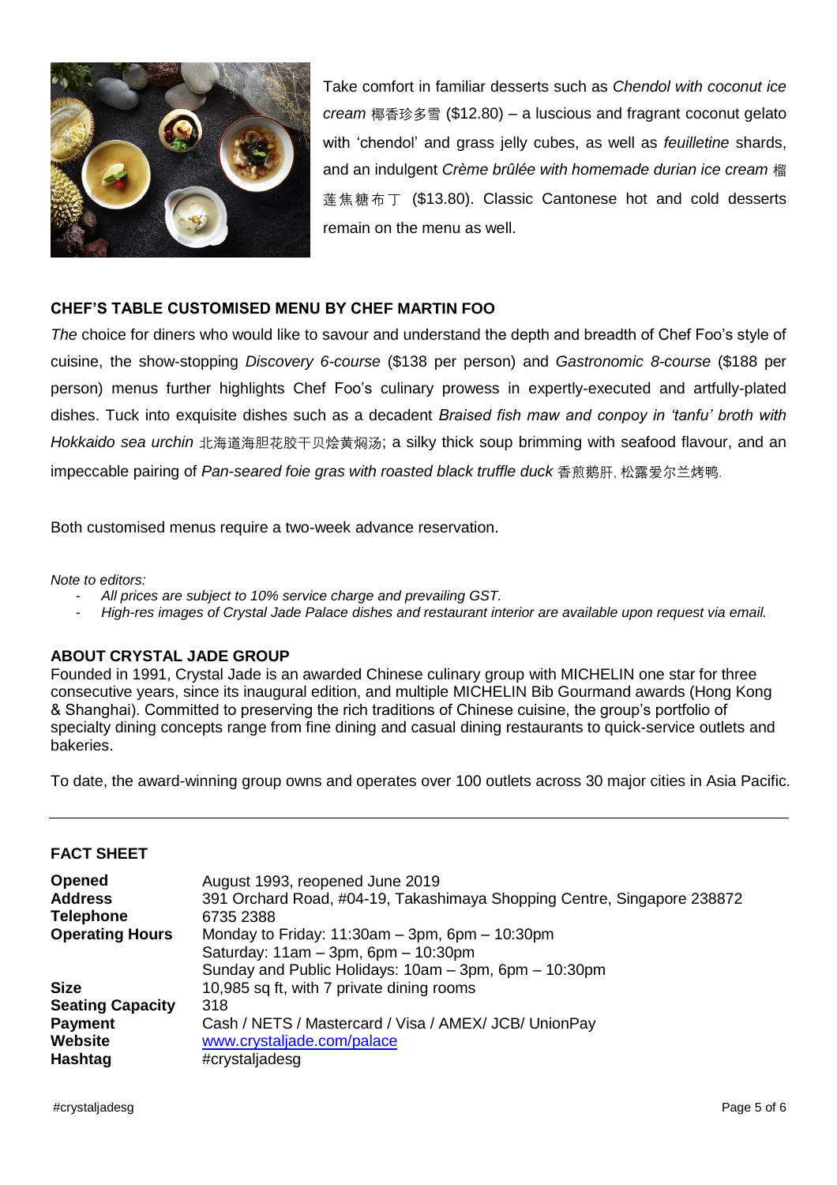Take comfort in familiar desserts such as *Chendol with coconut ice cream* 椰香珍多雪 ($12.80) – a luscious and fragrant coconut gelato with 'chendol' and grass jelly cubes, as well as *feuilletine* shards, and an indulgent *Crème brûlée with homemade durian ice cream* 榴莲焦糖布丁 ($13.80). Classic Cantonese hot and cold desserts remain on the menu as well.

### CHEF'S TABLE CUSTOMISED MENU BY CHEF MARTIN FOO

*The* choice for diners who would like to savour and understand the depth and breadth of Chef Foo's style of cuisine, the show-stopping *Discovery 6-course* ($138 per person) and *Gastronomic 8-course* ($188 per person) menus further highlights Chef Foo's culinary prowess in expertly-executed and artfully-plated dishes. Tuck into exquisite dishes such as a decadent *Braised fish maw and conpoy in 'tanfu' broth with Hokkaido sea urchin* 北海道海胆花胶干贝烩黄焖汤; a silky thick soup brimming with seafood flavour, and an impeccable pairing of *Pan-seared foie gras with roasted black truffle duck* 香煎鹅肝, 松露爱尔兰烤鸭.

Both customised menus require a two-week advance reservation.

*Note to editors:*

- *All prices are subject to 10% service charge and prevailing GST.*
- *High-res images of Crystal Jade Palace dishes and restaurant interior are available upon request via email.*

### ABOUT CRYSTAL JADE GROUP

Founded in 1991, Crystal Jade is an awarded Chinese culinary group with MICHELIN one star for three consecutive years, since its inaugural edition, and multiple MICHELIN Bib Gourmand awards (Hong Kong & Shanghai). Committed to preserving the rich traditions of Chinese cuisine, the group's portfolio of specialty dining concepts range from fine dining and casual dining restaurants to quick-service outlets and bakeries.

To date, the award-winning group owns and operates over 100 outlets across 30 major cities in Asia Pacific.

---

### FACT SHEET

| | |
|---|---|
| **Opened** | August 1993, reopened June 2019 |
| **Address** | 391 Orchard Road, #04-19, Takashimaya Shopping Centre, Singapore 238872 |
| **Telephone** | 6735 2388 |
| **Operating Hours** | Monday to Friday: 11:30am – 3pm, 6pm – 10:30pm<br>Saturday: 11am – 3pm, 6pm – 10:30pm<br>Sunday and Public Holidays: 10am – 3pm, 6pm – 10:30pm |
| **Size** | 10,985 sq ft, with 7 private dining rooms |
| **Seating Capacity** | 318 |
| **Payment** | Cash / NETS / Mastercard / Visa / AMEX/ JCB/ UnionPay |
| **Website** | www.crystaljade.com/palace |
| **Hashtag** | #crystaljadesg |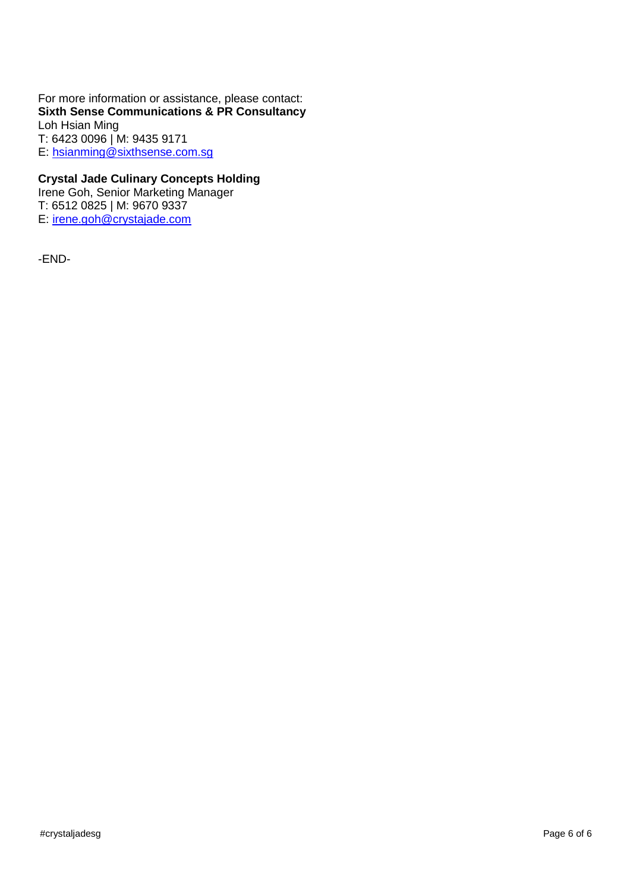For more information or assistance, please contact:
**Sixth Sense Communications & PR Consultancy**
Loh Hsian Ming
T: 6423 0096 | M: 9435 9171
E: hsianming@sixthsense.com.sg

**Crystal Jade Culinary Concepts Holding**
Irene Goh, Senior Marketing Manager
T: 6512 0825 | M: 9670 9337
E: irene.goh@crystajade.com

-END-

#crystaljadesg